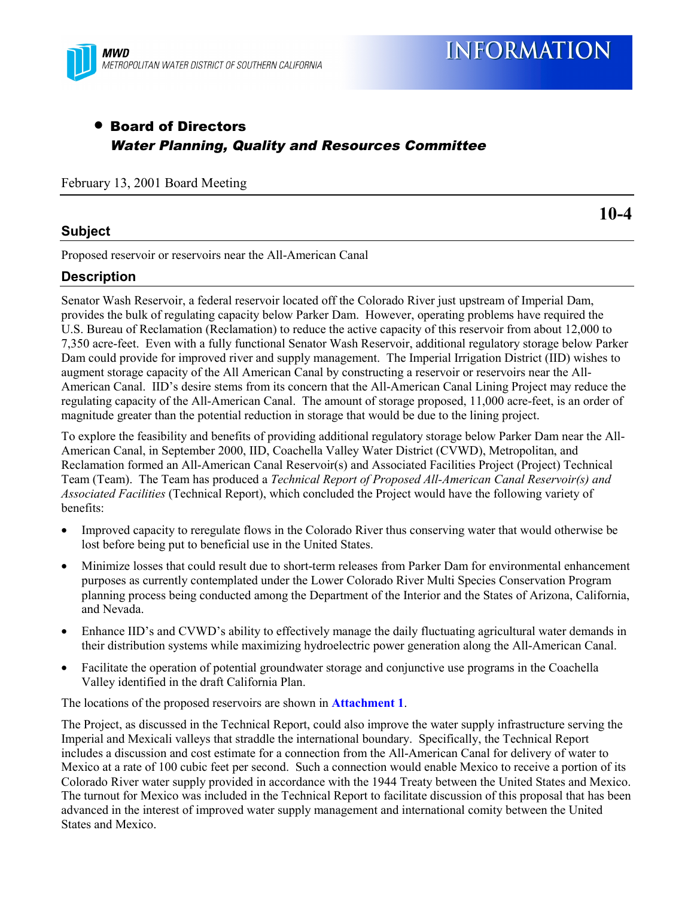MWD
METROPOLITAN WATER DISTRICT OF SOUTHERN CALIFORNIA

# INFORMATION

- **Board of Directors**
  ***Water Planning, Quality and Resources Committee***

February 13, 2001 Board Meeting

**10-4**

## Subject

Proposed reservoir or reservoirs near the All-American Canal

## Description

Senator Wash Reservoir, a federal reservoir located off the Colorado River just upstream of Imperial Dam, provides the bulk of regulating capacity below Parker Dam. However, operating problems have required the U.S. Bureau of Reclamation (Reclamation) to reduce the active capacity of this reservoir from about 12,000 to 7,350 acre-feet. Even with a fully functional Senator Wash Reservoir, additional regulatory storage below Parker Dam could provide for improved river and supply management. The Imperial Irrigation District (IID) wishes to augment storage capacity of the All American Canal by constructing a reservoir or reservoirs near the All-American Canal. IID's desire stems from its concern that the All-American Canal Lining Project may reduce the regulating capacity of the All-American Canal. The amount of storage proposed, 11,000 acre-feet, is an order of magnitude greater than the potential reduction in storage that would be due to the lining project.

To explore the feasibility and benefits of providing additional regulatory storage below Parker Dam near the All-American Canal, in September 2000, IID, Coachella Valley Water District (CVWD), Metropolitan, and Reclamation formed an All-American Canal Reservoir(s) and Associated Facilities Project (Project) Technical Team (Team). The Team has produced a *Technical Report of Proposed All-American Canal Reservoir(s) and Associated Facilities* (Technical Report), which concluded the Project would have the following variety of benefits:

- Improved capacity to reregulate flows in the Colorado River thus conserving water that would otherwise be lost before being put to beneficial use in the United States.
- Minimize losses that could result due to short-term releases from Parker Dam for environmental enhancement purposes as currently contemplated under the Lower Colorado River Multi Species Conservation Program planning process being conducted among the Department of the Interior and the States of Arizona, California, and Nevada.
- Enhance IID's and CVWD's ability to effectively manage the daily fluctuating agricultural water demands in their distribution systems while maximizing hydroelectric power generation along the All-American Canal.
- Facilitate the operation of potential groundwater storage and conjunctive use programs in the Coachella Valley identified in the draft California Plan.

The locations of the proposed reservoirs are shown in **Attachment 1**.

The Project, as discussed in the Technical Report, could also improve the water supply infrastructure serving the Imperial and Mexicali valleys that straddle the international boundary. Specifically, the Technical Report includes a discussion and cost estimate for a connection from the All-American Canal for delivery of water to Mexico at a rate of 100 cubic feet per second. Such a connection would enable Mexico to receive a portion of its Colorado River water supply provided in accordance with the 1944 Treaty between the United States and Mexico. The turnout for Mexico was included in the Technical Report to facilitate discussion of this proposal that has been advanced in the interest of improved water supply management and international comity between the United States and Mexico.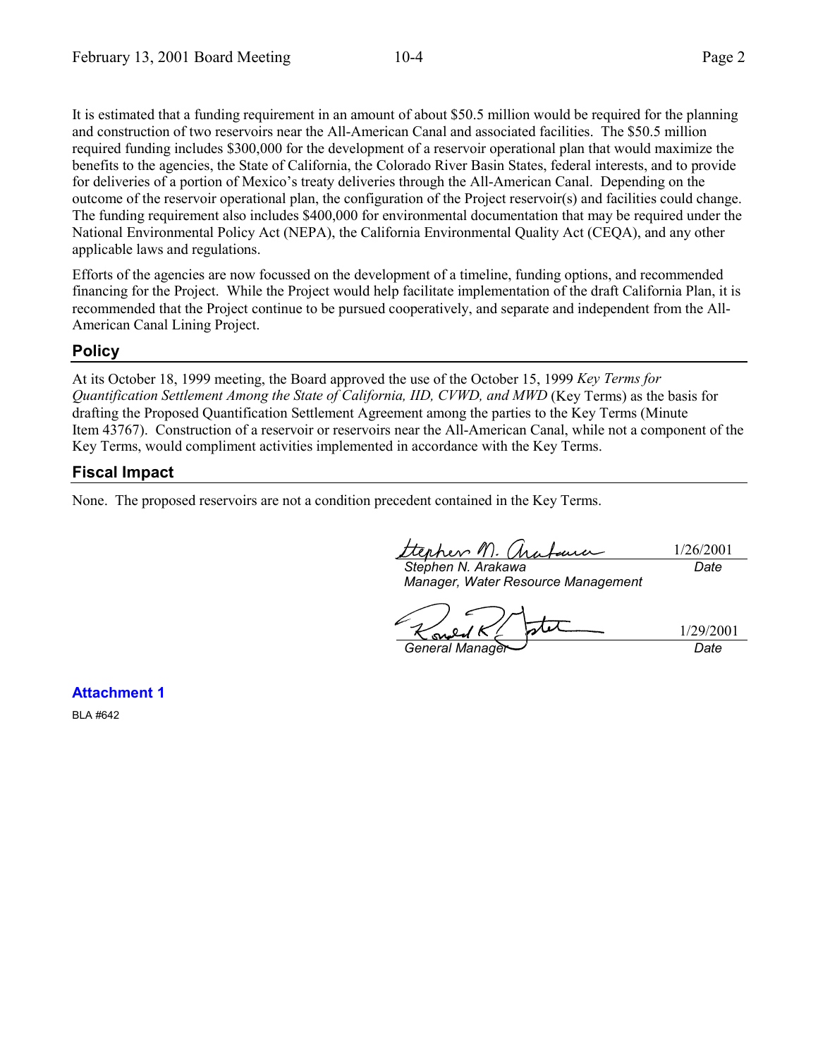It is estimated that a funding requirement in an amount of about $50.5 million would be required for the planning and construction of two reservoirs near the All-American Canal and associated facilities. The $50.5 million required funding includes $300,000 for the development of a reservoir operational plan that would maximize the benefits to the agencies, the State of California, the Colorado River Basin States, federal interests, and to provide for deliveries of a portion of Mexico's treaty deliveries through the All-American Canal. Depending on the outcome of the reservoir operational plan, the configuration of the Project reservoir(s) and facilities could change. The funding requirement also includes $400,000 for environmental documentation that may be required under the National Environmental Policy Act (NEPA), the California Environmental Quality Act (CEQA), and any other applicable laws and regulations.

Efforts of the agencies are now focussed on the development of a timeline, funding options, and recommended financing for the Project. While the Project would help facilitate implementation of the draft California Plan, it is recommended that the Project continue to be pursued cooperatively, and separate and independent from the All-American Canal Lining Project.

## Policy

At its October 18, 1999 meeting, the Board approved the use of the October 15, 1999 *Key Terms for Quantification Settlement Among the State of California, IID, CVWD, and MWD* (Key Terms) as the basis for drafting the Proposed Quantification Settlement Agreement among the parties to the Key Terms (Minute Item 43767). Construction of a reservoir or reservoirs near the All-American Canal, while not a component of the Key Terms, would compliment activities implemented in accordance with the Key Terms.

## Fiscal Impact

None. The proposed reservoirs are not a condition precedent contained in the Key Terms.

| | |
|---|---|
| *Stephen N. Arakawa*<br>*Manager, Water Resource Management* | 1/26/2001<br>*Date* |
| *General Manager* | 1/29/2001<br>*Date* |

**Attachment 1**

BLA #642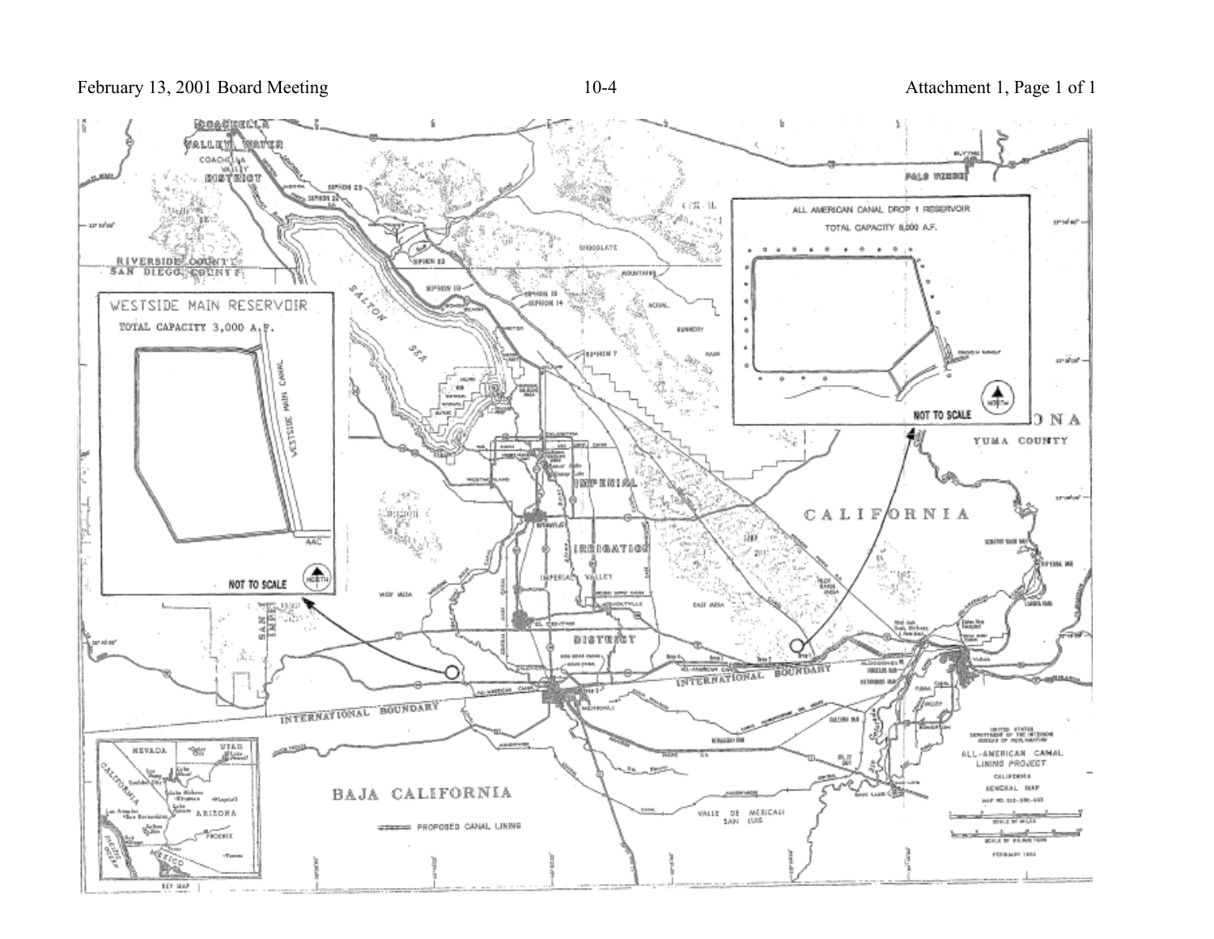WESTSIDE MAIN RESERVOIR

TOTAL CAPACITY 3,000 A.F.

WESTSIDE MAIN CANAL

AAC

NOT TO SCALE

NORTH

ALL AMERICAN CANAL DROP 1 RESERVOIR

TOTAL CAPACITY 8,000 A.F.

NOT TO SCALE

NORTH

COACHELLA VALLEY WATER DISTRICT

RIVERSIDE COUNTY

SAN DIEGO COUNTY

SALTON SEA

IMPERIAL IRRIGATION DISTRICT

IMPERIAL VALLEY

EL CENTRO

CALIFORNIA

YUMA COUNTY

INTERNATIONAL BOUNDARY

BAJA CALIFORNIA

PROPOSED CANAL LINING

VALLE DE MEXICALI

SAN LUIS

UNITED STATES DEPARTMENT OF THE INTERIOR BUREAU OF RECLAMATION

ALL-AMERICAN CANAL LINING PROJECT

CALIFORNIA

GENERAL MAP

KEY MAP

NEVADA

UTAH

CALIFORNIA

ARIZONA

MEXICO

PACIFIC OCEAN